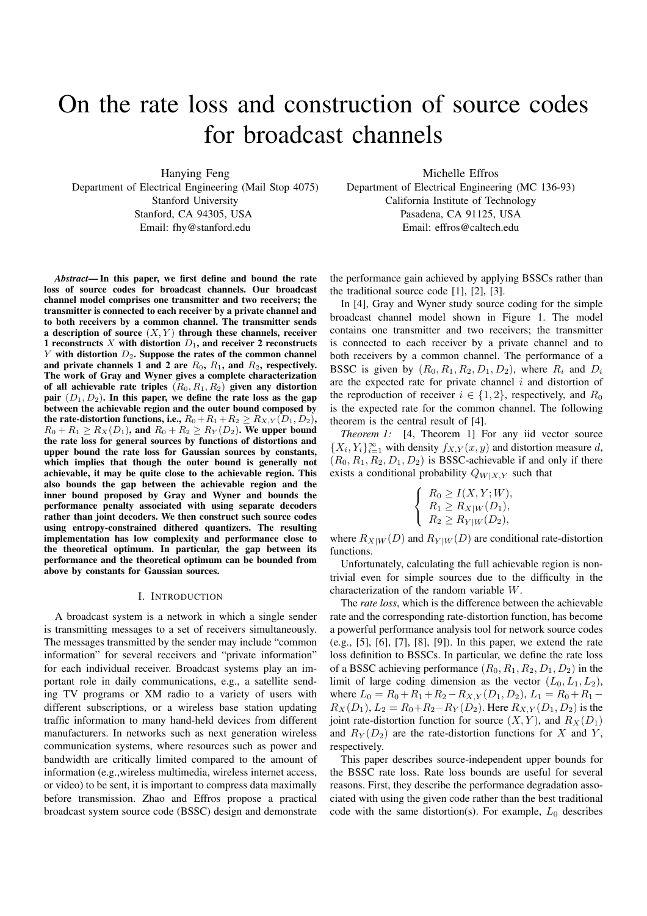# On the rate loss and construction of source codes for broadcast channels

Hanying Feng
Department of Electrical Engineering (Mail Stop 4075)
Stanford University
Stanford, CA 94305, USA
Email: fhy@stanford.edu

Michelle Effros
Department of Electrical Engineering (MC 136-93)
California Institute of Technology
Pasadena, CA 91125, USA
Email: effros@caltech.edu

***Abstract*— In this paper, we first define and bound the rate loss of source codes for broadcast channels. Our broadcast channel model comprises one transmitter and two receivers; the transmitter is connected to each receiver by a private channel and to both receivers by a common channel. The transmitter sends a description of source $(X, Y)$ through these channels, receiver 1 reconstructs $X$ with distortion $D_1$, and receiver 2 reconstructs $Y$ with distortion $D_2$. Suppose the rates of the common channel and private channels 1 and 2 are $R_0$, $R_1$, and $R_2$, respectively. The work of Gray and Wyner gives a complete characterization of all achievable rate triples $(R_0, R_1, R_2)$ given any distortion pair $(D_1, D_2)$. In this paper, we define the rate loss as the gap between the achievable region and the outer bound composed by the rate-distortion functions, i.e., $R_0+R_1+R_2 \geq R_{X,Y}(D_1, D_2)$, $R_0 + R_1 \geq R_X(D_1)$, and $R_0 + R_2 \geq R_Y(D_2)$. We upper bound the rate loss for general sources by functions of distortions and upper bound the rate loss for Gaussian sources by constants, which implies that though the outer bound is generally not achievable, it may be quite close to the achievable region. This also bounds the gap between the achievable region and the inner bound proposed by Gray and Wyner and bounds the performance penalty associated with using separate decoders rather than joint decoders. We then construct such source codes using entropy-constrained dithered quantizers. The resulting implementation has low complexity and performance close to the theoretical optimum. In particular, the gap between its performance and the theoretical optimum can be bounded from above by constants for Gaussian sources.**

## I. Introduction

A broadcast system is a network in which a single sender is transmitting messages to a set of receivers simultaneously. The messages transmitted by the sender may include "common information" for several receivers and "private information" for each individual receiver. Broadcast systems play an important role in daily communications, e.g., a satellite sending TV programs or XM radio to a variety of users with different subscriptions, or a wireless base station updating traffic information to many hand-held devices from different manufacturers. In networks such as next generation wireless communication systems, where resources such as power and bandwidth are critically limited compared to the amount of information (e.g.,wireless multimedia, wireless internet access, or video) to be sent, it is important to compress data maximally before transmission. Zhao and Effros propose a practical broadcast system source code (BSSC) design and demonstrate the performance gain achieved by applying BSSCs rather than the traditional source code [1], [2], [3].

In [4], Gray and Wyner study source coding for the simple broadcast channel model shown in Figure 1. The model contains one transmitter and two receivers; the transmitter is connected to each receiver by a private channel and to both receivers by a common channel. The performance of a BSSC is given by $(R_0, R_1, R_2, D_1, D_2)$, where $R_i$ and $D_i$ are the expected rate for private channel $i$ and distortion of the reproduction of receiver $i \in \{1, 2\}$, respectively, and $R_0$ is the expected rate for the common channel. The following theorem is the central result of [4].

*Theorem 1:* [4, Theorem 1] For any iid vector source $\{X_i, Y_i\}_{i=1}^{\infty}$ with density $f_{X,Y}(x, y)$ and distortion measure $d$, $(R_0, R_1, R_2, D_1, D_2)$ is BSSC-achievable if and only if there exists a conditional probability $Q_{W|X,Y}$ such that

$$\begin{cases} R_0 \geq I(X, Y; W), \\ R_1 \geq R_{X|W}(D_1), \\ R_2 \geq R_{Y|W}(D_2), \end{cases}$$

where $R_{X|W}(D)$ and $R_{Y|W}(D)$ are conditional rate-distortion functions.

Unfortunately, calculating the full achievable region is nontrivial even for simple sources due to the difficulty in the characterization of the random variable $W$.

The *rate loss*, which is the difference between the achievable rate and the corresponding rate-distortion function, has become a powerful performance analysis tool for network source codes (e.g., [5], [6], [7], [8], [9]). In this paper, we extend the rate loss definition to BSSCs. In particular, we define the rate loss of a BSSC achieving performance $(R_0, R_1, R_2, D_1, D_2)$ in the limit of large coding dimension as the vector $(L_0, L_1, L_2)$, where $L_0 = R_0+R_1+R_2-R_{X,Y}(D_1, D_2)$, $L_1 = R_0+R_1-R_X(D_1)$, $L_2 = R_0+R_2-R_Y(D_2)$. Here $R_{X,Y}(D_1, D_2)$ is the joint rate-distortion function for source $(X, Y)$, and $R_X(D_1)$ and $R_Y(D_2)$ are the rate-distortion functions for $X$ and $Y$, respectively.

This paper describes source-independent upper bounds for the BSSC rate loss. Rate loss bounds are useful for several reasons. First, they describe the performance degradation associated with using the given code rather than the best traditional code with the same distortion(s). For example, $L_0$ describes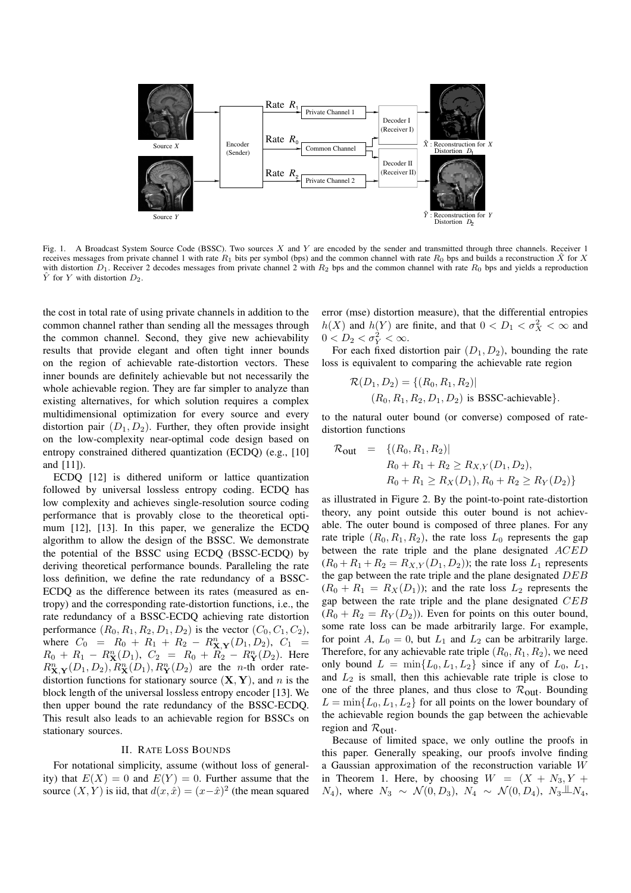Fig. 1. A Broadcast System Source Code (BSSC). Two sources $X$ and $Y$ are encoded by the sender and transmitted through three channels. Receiver 1 receives messages from private channel 1 with rate $R_1$ bits per symbol (bps) and the common channel with rate $R_0$ bps and builds a reconstruction $\hat{X}$ for $X$ with distortion $D_1$. Receiver 2 decodes messages from private channel 2 with $R_2$ bps and the common channel with rate $R_0$ bps and yields a reproduction $\hat{Y}$ for $Y$ with distortion $D_2$.

the cost in total rate of using private channels in addition to the common channel rather than sending all the messages through the common channel. Second, they give new achievability results that provide elegant and often tight inner bounds on the region of achievable rate-distortion vectors. These inner bounds are definitely achievable but not necessarily the whole achievable region. They are far simpler to analyze than existing alternatives, for which solution requires a complex multidimensional optimization for every source and every distortion pair $(D_1, D_2)$. Further, they often provide insight on the low-complexity near-optimal code design based on entropy constrained dithered quantization (ECDQ) (e.g., [10] and [11]).

ECDQ [12] is dithered uniform or lattice quantization followed by universal lossless entropy coding. ECDQ has low complexity and achieves single-resolution source coding performance that is provably close to the theoretical optimum [12], [13]. In this paper, we generalize the ECDQ algorithm to allow the design of the BSSC. We demonstrate the potential of the BSSC using ECDQ (BSSC-ECDQ) by deriving theoretical performance bounds. Paralleling the rate loss definition, we define the rate redundancy of a BSSC-ECDQ as the difference between its rates (measured as entropy) and the corresponding rate-distortion functions, i.e., the rate redundancy of a BSSC-ECDQ achieving rate distortion performance $(R_0, R_1, R_2, D_1, D_2)$ is the vector $(C_0, C_1, C_2)$, where $C_0 = R_0 + R_1 + R_2 - R^n_{\mathbf{X},\mathbf{Y}}(D_1, D_2)$, $C_1 = R_0 + R_1 - R^n_{\mathbf{X}}(D_1)$, $C_2 = R_0 + R_2 - R^n_{\mathbf{Y}}(D_2)$. Here $R^n_{\mathbf{X},\mathbf{Y}}(D_1, D_2), R^n_{\mathbf{X}}(D_1), R^n_{\mathbf{Y}}(D_2)$ are the $n$-th order rate-distortion functions for stationary source $(\mathbf{X}, \mathbf{Y})$, and $n$ is the block length of the universal lossless entropy encoder [13]. We then upper bound the rate redundancy of the BSSC-ECDQ. This result also leads to an achievable region for BSSCs on stationary sources.

## II. Rate Loss Bounds

For notational simplicity, assume (without loss of generality) that $E(X) = 0$ and $E(Y) = 0$. Further assume that the source $(X, Y)$ is iid, that $d(x, \hat{x}) = (x - \hat{x})^2$ (the mean squared error (mse) distortion measure), that the differential entropies $h(X)$ and $h(Y)$ are finite, and that $0 < D_1 < \sigma_X^2 < \infty$ and $0 < D_2 < \sigma_Y^2 < \infty$.

For each fixed distortion pair $(D_1, D_2)$, bounding the rate loss is equivalent to comparing the achievable rate region

$$\mathcal{R}(D_1, D_2) = \{(R_0, R_1, R_2) | \\ (R_0, R_1, R_2, D_1, D_2) \text{ is BSSC-achievable}\}.$$

to the natural outer bound (or converse) composed of rate-distortion functions

$$\begin{aligned} \mathcal{R}_{\text{out}} &= \{(R_0, R_1, R_2) | \\ &\quad R_0 + R_1 + R_2 \geq R_{X,Y}(D_1, D_2), \\ &\quad R_0 + R_1 \geq R_X(D_1), R_0 + R_2 \geq R_Y(D_2)\} \end{aligned}$$

as illustrated in Figure 2. By the point-to-point rate-distortion theory, any point outside this outer bound is not achievable. The outer bound is composed of three planes. For any rate triple $(R_0, R_1, R_2)$, the rate loss $L_0$ represents the gap between the rate triple and the plane designated $ACED$ ($R_0 + R_1 + R_2 = R_{X,Y}(D_1, D_2)$); the rate loss $L_1$ represents the gap between the rate triple and the plane designated $DEB$ ($R_0 + R_1 = R_X(D_1)$); and the rate loss $L_2$ represents the gap between the rate triple and the plane designated $CEB$ ($R_0 + R_2 = R_Y(D_2)$). Even for points on this outer bound, some rate loss can be made arbitrarily large. For example, for point $A$, $L_0 = 0$, but $L_1$ and $L_2$ can be arbitrarily large. Therefore, for any achievable rate triple $(R_0, R_1, R_2)$, we need only bound $L = \min\{L_0, L_1, L_2\}$ since if any of $L_0$, $L_1$, and $L_2$ is small, then this achievable rate triple is close to one of the three planes, and thus close to $\mathcal{R}_{\text{out}}$. Bounding $L = \min\{L_0, L_1, L_2\}$ for all points on the lower boundary of the achievable region bounds the gap between the achievable region and $\mathcal{R}_{\text{out}}$.

Because of limited space, we only outline the proofs in this paper. Generally speaking, our proofs involve finding a Gaussian approximation of the reconstruction variable $W$ in Theorem 1. Here, by choosing $W = (X + N_3, Y + N_4)$, where $N_3 \sim \mathcal{N}(0, D_3)$, $N_4 \sim \mathcal{N}(0, D_4)$, $N_3 \perp\!\!\!\perp N_4$,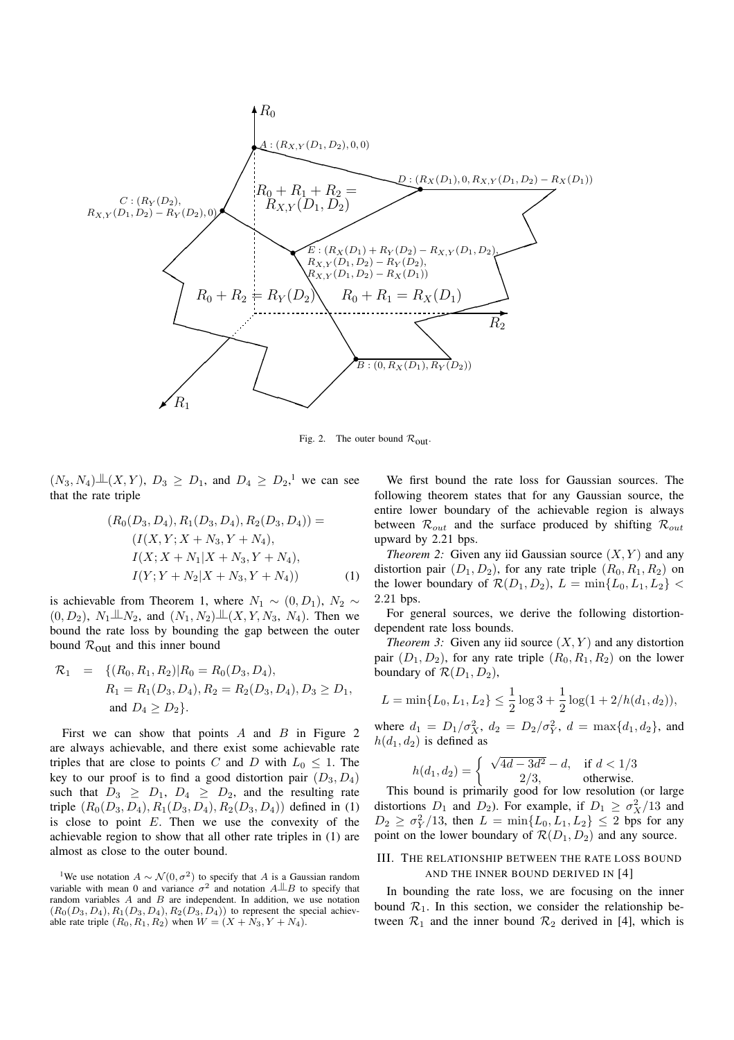Fig. 2. The outer bound $\mathcal{R}_{\text{out}}$.

$(N_3, N_4) \perp\!\!\!\perp (X, Y)$, $D_3 \geq D_1$, and $D_4 \geq D_2$,[1] we can see that the rate triple

$$
\begin{aligned}
(R_0(D_3, D_4), R_1(D_3, D_4), R_2(D_3, D_4)) = \\
(I(X, Y; X + N_3, Y + N_4), \\
I(X; X + N_1 | X + N_3, Y + N_4), \\
I(Y; Y + N_2 | X + N_3, Y + N_4)) \qquad (1)
\end{aligned}
$$

is achievable from Theorem 1, where $N_1 \sim (0, D_1)$, $N_2 \sim (0, D_2)$, $N_1 \perp\!\!\!\perp N_2$, and $(N_1, N_2) \perp\!\!\!\perp (X, Y, N_3, N_4)$. Then we bound the rate loss by bounding the gap between the outer bound $\mathcal{R}_{\text{out}}$ and this inner bound

$$
\begin{aligned}
\mathcal{R}_1 = \{ & (R_0, R_1, R_2) | R_0 = R_0(D_3, D_4), \\
& R_1 = R_1(D_3, D_4), R_2 = R_2(D_3, D_4), D_3 \geq D_1, \\
& \text{and } D_4 \geq D_2 \}.
\end{aligned}
$$

First we can show that points $A$ and $B$ in Figure 2 are always achievable, and there exist some achievable rate triples that are close to points $C$ and $D$ with $L_0 \leq 1$. The key to our proof is to find a good distortion pair $(D_3, D_4)$ such that $D_3 \geq D_1$, $D_4 \geq D_2$, and the resulting rate triple $(R_0(D_3, D_4), R_1(D_3, D_4), R_2(D_3, D_4))$ defined in (1) is close to point $E$. Then we use the convexity of the achievable region to show that all other rate triples in (1) are almost as close to the outer bound.

[1] We use notation $A \sim \mathcal{N}(0, \sigma^2)$ to specify that $A$ is a Gaussian random variable with mean 0 and variance $\sigma^2$ and notation $A \perp\!\!\!\perp B$ to specify that random variables $A$ and $B$ are independent. In addition, we use notation $(R_0(D_3, D_4), R_1(D_3, D_4), R_2(D_3, D_4))$ to represent the special achievable rate triple $(R_0, R_1, R_2)$ when $W = (X + N_3, Y + N_4)$.

We first bound the rate loss for Gaussian sources. The following theorem states that for any Gaussian source, the entire lower boundary of the achievable region is always between $\mathcal{R}_{out}$ and the surface produced by shifting $\mathcal{R}_{out}$ upward by 2.21 bps.

*Theorem 2:* Given any iid Gaussian source $(X, Y)$ and any distortion pair $(D_1, D_2)$, for any rate triple $(R_0, R_1, R_2)$ on the lower boundary of $\mathcal{R}(D_1, D_2)$, $L = \min\{L_0, L_1, L_2\} < 2.21$ bps.

For general sources, we derive the following distortion-dependent rate loss bounds.

*Theorem 3:* Given any iid source $(X, Y)$ and any distortion pair $(D_1, D_2)$, for any rate triple $(R_0, R_1, R_2)$ on the lower boundary of $\mathcal{R}(D_1, D_2)$,

$$
L = \min\{L_0, L_1, L_2\} \leq \frac{1}{2}\log 3 + \frac{1}{2}\log(1 + 2/h(d_1, d_2)),
$$

where $d_1 = D_1/\sigma_X^2$, $d_2 = D_2/\sigma_Y^2$, $d = \max\{d_1, d_2\}$, and $h(d_1, d_2)$ is defined as

$$
h(d_1, d_2) = \begin{cases} \sqrt{4d - 3d^2} - d, & \text{if } d < 1/3 \\ 2/3, & \text{otherwise.} \end{cases}
$$

This bound is primarily good for low resolution (or large distortions $D_1$ and $D_2$). For example, if $D_1 \geq \sigma_X^2/13$ and $D_2 \geq \sigma_Y^2/13$, then $L = \min\{L_0, L_1, L_2\} \leq 2$ bps for any point on the lower boundary of $\mathcal{R}(D_1, D_2)$ and any source.

## III. The relationship between the rate loss bound and the inner bound derived in [4]

In bounding the rate loss, we are focusing on the inner bound $\mathcal{R}_1$. In this section, we consider the relationship between $\mathcal{R}_1$ and the inner bound $\mathcal{R}_2$ derived in [4], which is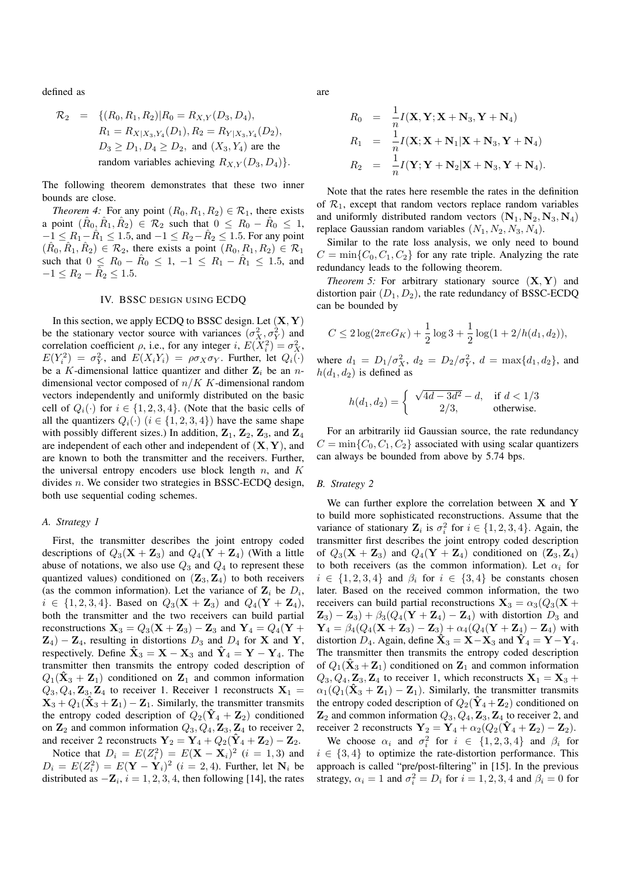defined as

$$
\begin{aligned}
\mathcal{R}_2 &= \{(R_0, R_1, R_2) | R_0 = R_{X,Y}(D_3, D_4), \\
&\quad R_1 = R_{X|X_3,Y_4}(D_1), R_2 = R_{Y|X_3,Y_4}(D_2), \\
&\quad D_3 \geq D_1, D_4 \geq D_2, \text{ and } (X_3, Y_4) \text{ are the} \\
&\quad \text{random variables achieving } R_{X,Y}(D_3, D_4)\}.
\end{aligned}
$$

The following theorem demonstrates that these two inner bounds are close.

*Theorem 4:* For any point $(R_0, R_1, R_2) \in \mathcal{R}_1$, there exists a point $(\hat{R}_0, \hat{R}_1, \hat{R}_2) \in \mathcal{R}_2$ such that $0 \leq R_0 - \hat{R}_0 \leq 1$, $-1 \leq R_1 - \hat{R}_1 \leq 1.5$, and $-1 \leq R_2 - \hat{R}_2 \leq 1.5$. For any point $(\hat{R}_0, \hat{R}_1, \hat{R}_2) \in \mathcal{R}_2$, there exists a point $(R_0, R_1, R_2) \in \mathcal{R}_1$ such that $0 \leq R_0 - \hat{R}_0 \leq 1$, $-1 \leq R_1 - \hat{R}_1 \leq 1.5$, and $-1 \leq R_2 - \hat{R}_2 \leq 1.5$.

## IV. BSSC design using ECDQ

In this section, we apply ECDQ to BSSC design. Let $(\mathbf{X}, \mathbf{Y})$ be the stationary vector source with variances $(\sigma_X^2, \sigma_Y^2)$ and correlation coefficient $\rho$, i.e., for any integer $i$, $E(X_i^2) = \sigma_X^2$, $E(Y_i^2) = \sigma_Y^2$, and $E(X_i Y_i) = \rho\sigma_X\sigma_Y$. Further, let $Q_i(\cdot)$ be a $K$-dimensional lattice quantizer and dither $\mathbf{Z}_i$ be an $n$-dimensional vector composed of $n/K$ $K$-dimensional random vectors independently and uniformly distributed on the basic cell of $Q_i(\cdot)$ for $i \in \{1, 2, 3, 4\}$. (Note that the basic cells of all the quantizers $Q_i(\cdot)$ $(i \in \{1, 2, 3, 4\})$ have the same shape with possibly different sizes.) In addition, $\mathbf{Z}_1$, $\mathbf{Z}_2$, $\mathbf{Z}_3$, and $\mathbf{Z}_4$ are independent of each other and independent of $(\mathbf{X}, \mathbf{Y})$, and are known to both the transmitter and the receivers. Further, the universal entropy encoders use block length $n$, and $K$ divides $n$. We consider two strategies in BSSC-ECDQ design, both use sequential coding schemes.

### A. Strategy 1

First, the transmitter describes the joint entropy coded descriptions of $Q_3(\mathbf{X} + \mathbf{Z}_3)$ and $Q_4(\mathbf{Y} + \mathbf{Z}_4)$ (With a little abuse of notations, we also use $Q_3$ and $Q_4$ to represent these quantized values) conditioned on $(\mathbf{Z}_3, \mathbf{Z}_4)$ to both receivers (as the common information). Let the variance of $\mathbf{Z}_i$ be $D_i$, $i \in \{1, 2, 3, 4\}$. Based on $Q_3(\mathbf{X} + \mathbf{Z}_3)$ and $Q_4(\mathbf{Y} + \mathbf{Z}_4)$, both the transmitter and the two receivers can build partial reconstructions $\mathbf{X}_3 = Q_3(\mathbf{X} + \mathbf{Z}_3) - \mathbf{Z}_3$ and $\mathbf{Y}_4 = Q_4(\mathbf{Y} + \mathbf{Z}_4) - \mathbf{Z}_4$, resulting in distortions $D_3$ and $D_4$ for $\mathbf{X}$ and $\mathbf{Y}$, respectively. Define $\hat{\mathbf{X}}_3 = \mathbf{X} - \mathbf{X}_3$ and $\hat{\mathbf{Y}}_4 = \mathbf{Y} - \mathbf{Y}_4$. The transmitter then transmits the entropy coded description of $Q_1(\hat{\mathbf{X}}_3 + \mathbf{Z}_1)$ conditioned on $\mathbf{Z}_1$ and common information $Q_3, Q_4, \mathbf{Z}_3, \mathbf{Z}_4$ to receiver 1. Receiver 1 reconstructs $\mathbf{X}_1 = \mathbf{X}_3 + Q_1(\hat{\mathbf{X}}_3 + \mathbf{Z}_1) - \mathbf{Z}_1$. Similarly, the transmitter transmits the entropy coded description of $Q_2(\hat{\mathbf{Y}}_4 + \mathbf{Z}_2)$ conditioned on $\mathbf{Z}_2$ and common information $Q_3, Q_4, \mathbf{Z}_3, \mathbf{Z}_4$ to receiver 2, and receiver 2 reconstructs $\mathbf{Y}_2 = \mathbf{Y}_4 + Q_2(\hat{\mathbf{Y}}_4 + \mathbf{Z}_2) - \mathbf{Z}_2$.

Notice that $D_i = E(Z_i^2) = E(\mathbf{X} - \mathbf{X}_i)^2$ $(i = 1, 3)$ and $D_i = E(Z_i^2) = E(\mathbf{Y} - \mathbf{Y}_i)^2$ $(i = 2, 4)$. Further, let $\mathbf{N}_i$ be distributed as $-\mathbf{Z}_i$, $i = 1, 2, 3, 4$, then following [14], the rates are

$$
\begin{aligned}
R_0 &= \frac{1}{n} I(\mathbf{X}, \mathbf{Y}; \mathbf{X} + \mathbf{N}_3, \mathbf{Y} + \mathbf{N}_4) \\
R_1 &= \frac{1}{n} I(\mathbf{X}; \mathbf{X} + \mathbf{N}_1 | \mathbf{X} + \mathbf{N}_3, \mathbf{Y} + \mathbf{N}_4) \\
R_2 &= \frac{1}{n} I(\mathbf{Y}; \mathbf{Y} + \mathbf{N}_2 | \mathbf{X} + \mathbf{N}_3, \mathbf{Y} + \mathbf{N}_4).
\end{aligned}
$$

Note that the rates here resemble the rates in the definition of $\mathcal{R}_1$, except that random vectors replace random variables and uniformly distributed random vectors $(\mathbf{N}_1, \mathbf{N}_2, \mathbf{N}_3, \mathbf{N}_4)$ replace Gaussian random variables $(N_1, N_2, N_3, N_4)$.

Similar to the rate loss analysis, we only need to bound $C = \min\{C_0, C_1, C_2\}$ for any rate triple. Analyzing the rate redundancy leads to the following theorem.

*Theorem 5:* For arbitrary stationary source $(\mathbf{X}, \mathbf{Y})$ and distortion pair $(D_1, D_2)$, the rate redundancy of BSSC-ECDQ can be bounded by

$$
C \leq 2\log(2\pi e G_K) + \frac{1}{2}\log 3 + \frac{1}{2}\log(1 + 2/h(d_1, d_2)),
$$

where $d_1 = D_1/\sigma_X^2$, $d_2 = D_2/\sigma_Y^2$, $d = \max\{d_1, d_2\}$, and $h(d_1, d_2)$ is defined as

$$
h(d_1, d_2) = \begin{cases} \sqrt{4d - 3d^2} - d, & \text{if } d < 1/3 \\ 2/3, & \text{otherwise.} \end{cases}
$$

For an arbitrarily iid Gaussian source, the rate redundancy $C = \min\{C_0, C_1, C_2\}$ associated with using scalar quantizers can always be bounded from above by 5.74 bps.

### B. Strategy 2

We can further explore the correlation between $\mathbf{X}$ and $\mathbf{Y}$ to build more sophisticated reconstructions. Assume that the variance of stationary $\mathbf{Z}_i$ is $\sigma_i^2$ for $i \in \{1, 2, 3, 4\}$. Again, the transmitter first describes the joint entropy coded description of $Q_3(\mathbf{X} + \mathbf{Z}_3)$ and $Q_4(\mathbf{Y} + \mathbf{Z}_4)$ conditioned on $(\mathbf{Z}_3, \mathbf{Z}_4)$ to both receivers (as the common information). Let $\alpha_i$ for $i \in \{1, 2, 3, 4\}$ and $\beta_i$ for $i \in \{3, 4\}$ be constants chosen later. Based on the received common information, the two receivers can build partial reconstructions $\mathbf{X}_3 = \alpha_3(Q_3(\mathbf{X} + \mathbf{Z}_3) - \mathbf{Z}_3) + \beta_3(Q_4(\mathbf{Y} + \mathbf{Z}_4) - \mathbf{Z}_4)$ with distortion $D_3$ and $\mathbf{Y}_4 = \beta_4(Q_4(\mathbf{X} + \mathbf{Z}_3) - \mathbf{Z}_3) + \alpha_4(Q_4(\mathbf{Y} + \mathbf{Z}_4) - \mathbf{Z}_4)$ with distortion $D_4$. Again, define $\hat{\mathbf{X}}_3 = \mathbf{X} - \mathbf{X}_3$ and $\hat{\mathbf{Y}}_4 = \mathbf{Y} - \mathbf{Y}_4$. The transmitter then transmits the entropy coded description of $Q_1(\hat{\mathbf{X}}_3 + \mathbf{Z}_1)$ conditioned on $\mathbf{Z}_1$ and common information $Q_3, Q_4, \mathbf{Z}_3, \mathbf{Z}_4$ to receiver 1, which reconstructs $\mathbf{X}_1 = \mathbf{X}_3 + \alpha_1(Q_1(\hat{\mathbf{X}}_3 + \mathbf{Z}_1) - \mathbf{Z}_1)$. Similarly, the transmitter transmits the entropy coded description of $Q_2(\hat{\mathbf{Y}}_4 + \mathbf{Z}_2)$ conditioned on $\mathbf{Z}_2$ and common information $Q_3, Q_4, \mathbf{Z}_3, \mathbf{Z}_4$ to receiver 2, and receiver 2 reconstructs $\mathbf{Y}_2 = \mathbf{Y}_4 + \alpha_2(Q_2(\hat{\mathbf{Y}}_4 + \mathbf{Z}_2) - \mathbf{Z}_2)$.

We choose $\alpha_i$ and $\sigma_i^2$ for $i \in \{1, 2, 3, 4\}$ and $\beta_i$ for $i \in \{3, 4\}$ to optimize the rate-distortion performance. This approach is called "pre/post-filtering" in [15]. In the previous strategy, $\alpha_i = 1$ and $\sigma_i^2 = D_i$ for $i = 1, 2, 3, 4$ and $\beta_i = 0$ for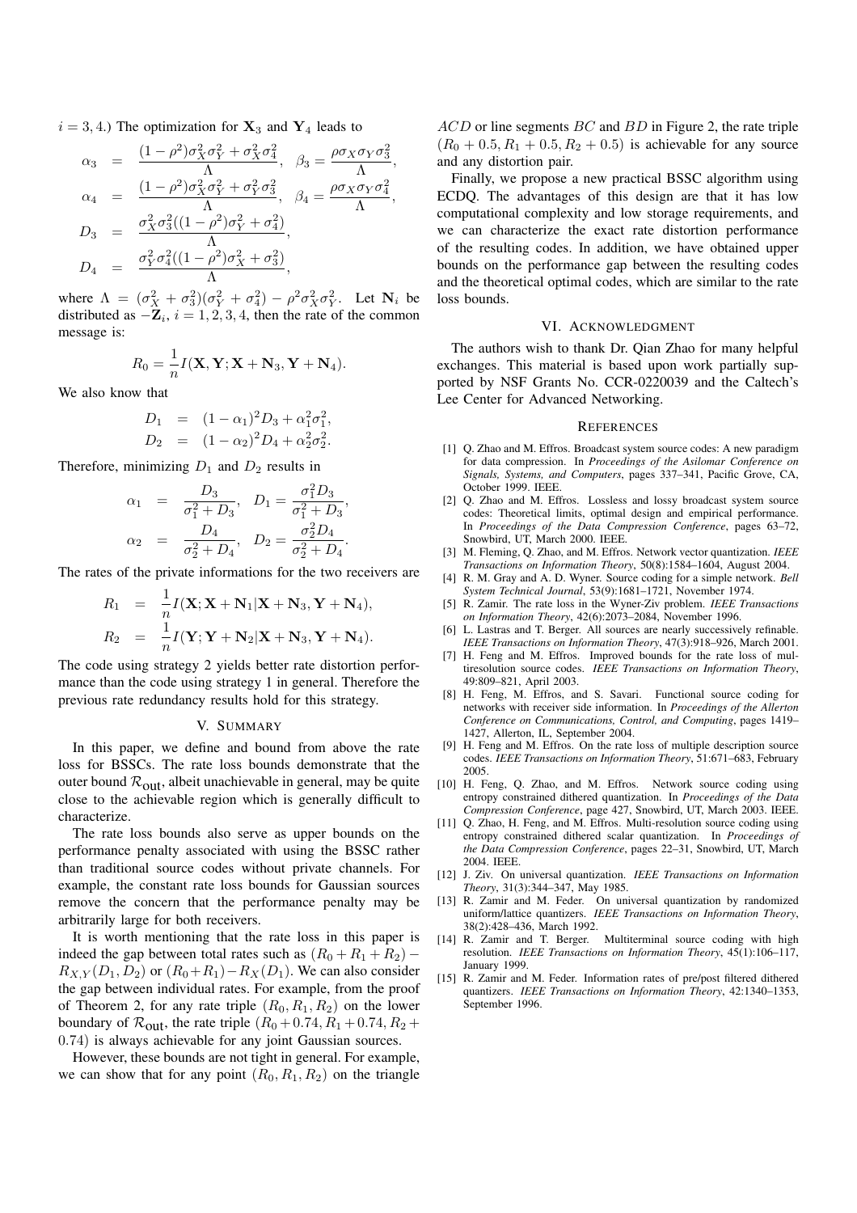$i = 3, 4$.) The optimization for $\mathbf{X}_3$ and $\mathbf{Y}_4$ leads to

$$
\begin{aligned}
\alpha_3 &= \frac{(1-\rho^2)\sigma_X^2\sigma_Y^2 + \sigma_X^2\sigma_4^2}{\Lambda}, \quad \beta_3 = \frac{\rho\sigma_X\sigma_Y\sigma_3^2}{\Lambda}, \\
\alpha_4 &= \frac{(1-\rho^2)\sigma_X^2\sigma_Y^2 + \sigma_Y^2\sigma_3^2}{\Lambda}, \quad \beta_4 = \frac{\rho\sigma_X\sigma_Y\sigma_4^2}{\Lambda}, \\
D_3 &= \frac{\sigma_X^2\sigma_3^2((1-\rho^2)\sigma_Y^2 + \sigma_4^2)}{\Lambda}, \\
D_4 &= \frac{\sigma_Y^2\sigma_4^2((1-\rho^2)\sigma_X^2 + \sigma_3^2)}{\Lambda},
\end{aligned}
$$

where $\Lambda = (\sigma_X^2 + \sigma_3^2)(\sigma_Y^2 + \sigma_4^2) - \rho^2\sigma_X^2\sigma_Y^2$. Let $\mathbf{N}_i$ be distributed as $-\mathbf{Z}_i$, $i = 1, 2, 3, 4$, then the rate of the common message is:

$$
R_0 = \frac{1}{n} I(\mathbf{X}, \mathbf{Y}; \mathbf{X} + \mathbf{N}_3, \mathbf{Y} + \mathbf{N}_4).
$$

We also know that

$$
\begin{aligned}
D_1 &= (1-\alpha_1)^2 D_3 + \alpha_1^2\sigma_1^2, \\
D_2 &= (1-\alpha_2)^2 D_4 + \alpha_2^2\sigma_2^2.
\end{aligned}
$$

Therefore, minimizing $D_1$ and $D_2$ results in

$$
\begin{aligned}
\alpha_1 &= \frac{D_3}{\sigma_1^2 + D_3}, \quad D_1 = \frac{\sigma_1^2 D_3}{\sigma_1^2 + D_3}, \\
\alpha_2 &= \frac{D_4}{\sigma_2^2 + D_4}, \quad D_2 = \frac{\sigma_2^2 D_4}{\sigma_2^2 + D_4}.
\end{aligned}
$$

The rates of the private informations for the two receivers are

$$
\begin{aligned}
R_1 &= \frac{1}{n} I(\mathbf{X}; \mathbf{X} + \mathbf{N}_1 | \mathbf{X} + \mathbf{N}_3, \mathbf{Y} + \mathbf{N}_4), \\
R_2 &= \frac{1}{n} I(\mathbf{Y}; \mathbf{Y} + \mathbf{N}_2 | \mathbf{X} + \mathbf{N}_3, \mathbf{Y} + \mathbf{N}_4).
\end{aligned}
$$

The code using strategy 2 yields better rate distortion performance than the code using strategy 1 in general. Therefore the previous rate redundancy results hold for this strategy.

## V. Summary

In this paper, we define and bound from above the rate loss for BSSCs. The rate loss bounds demonstrate that the outer bound $\mathcal{R}_{\text{out}}$, albeit unachievable in general, may be quite close to the achievable region which is generally difficult to characterize.

The rate loss bounds also serve as upper bounds on the performance penalty associated with using the BSSC rather than traditional source codes without private channels. For example, the constant rate loss bounds for Gaussian sources remove the concern that the performance penalty may be arbitrarily large for both receivers.

It is worth mentioning that the rate loss in this paper is indeed the gap between total rates such as $(R_0 + R_1 + R_2) - R_{X,Y}(D_1, D_2)$ or $(R_0 + R_1) - R_X(D_1)$. We can also consider the gap between individual rates. For example, from the proof of Theorem 2, for any rate triple $(R_0, R_1, R_2)$ on the lower boundary of $\mathcal{R}_{\text{out}}$, the rate triple $(R_0 + 0.74, R_1 + 0.74, R_2 + 0.74)$ is always achievable for any joint Gaussian sources.

However, these bounds are not tight in general. For example, we can show that for any point $(R_0, R_1, R_2)$ on the triangle $ACD$ or line segments $BC$ and $BD$ in Figure 2, the rate triple $(R_0 + 0.5, R_1 + 0.5, R_2 + 0.5)$ is achievable for any source and any distortion pair.

Finally, we propose a new practical BSSC algorithm using ECDQ. The advantages of this design are that it has low computational complexity and low storage requirements, and we can characterize the exact rate distortion performance of the resulting codes. In addition, we have obtained upper bounds on the performance gap between the resulting codes and the theoretical optimal codes, which are similar to the rate loss bounds.

## VI. Acknowledgment

The authors wish to thank Dr. Qian Zhao for many helpful exchanges. This material is based upon work partially supported by NSF Grants No. CCR-0220039 and the Caltech's Lee Center for Advanced Networking.

## References

[1] Q. Zhao and M. Effros. Broadcast system source codes: A new paradigm for data compression. In *Proceedings of the Asilomar Conference on Signals, Systems, and Computers*, pages 337–341, Pacific Grove, CA, October 1999. IEEE.

[2] Q. Zhao and M. Effros. Lossless and lossy broadcast system source codes: Theoretical limits, optimal design and empirical performance. In *Proceedings of the Data Compression Conference*, pages 63–72, Snowbird, UT, March 2000. IEEE.

[3] M. Fleming, Q. Zhao, and M. Effros. Network vector quantization. *IEEE Transactions on Information Theory*, 50(8):1584–1604, August 2004.

[4] R. M. Gray and A. D. Wyner. Source coding for a simple network. *Bell System Technical Journal*, 53(9):1681–1721, November 1974.

[5] R. Zamir. The rate loss in the Wyner-Ziv problem. *IEEE Transactions on Information Theory*, 42(6):2073–2084, November 1996.

[6] L. Lastras and T. Berger. All sources are nearly successively refinable. *IEEE Transactions on Information Theory*, 47(3):918–926, March 2001.

[7] H. Feng and M. Effros. Improved bounds for the rate loss of multiresolution source codes. *IEEE Transactions on Information Theory*, 49:809–821, April 2003.

[8] H. Feng, M. Effros, and S. Savari. Functional source coding for networks with receiver side information. In *Proceedings of the Allerton Conference on Communications, Control, and Computing*, pages 1419–1427, Allerton, IL, September 2004.

[9] H. Feng and M. Effros. On the rate loss of multiple description source codes. *IEEE Transactions on Information Theory*, 51:671–683, February 2005.

[10] H. Feng, Q. Zhao, and M. Effros. Network source coding using entropy constrained dithered quantization. In *Proceedings of the Data Compression Conference*, page 427, Snowbird, UT, March 2003. IEEE.

[11] Q. Zhao, H. Feng, and M. Effros. Multi-resolution source coding using entropy constrained dithered scalar quantization. In *Proceedings of the Data Compression Conference*, pages 22–31, Snowbird, UT, March 2004. IEEE.

[12] J. Ziv. On universal quantization. *IEEE Transactions on Information Theory*, 31(3):344–347, May 1985.

[13] R. Zamir and M. Feder. On universal quantization by randomized uniform/lattice quantizers. *IEEE Transactions on Information Theory*, 38(2):428–436, March 1992.

[14] R. Zamir and T. Berger. Multiterminal source coding with high resolution. *IEEE Transactions on Information Theory*, 45(1):106–117, January 1999.

[15] R. Zamir and M. Feder. Information rates of pre/post filtered dithered quantizers. *IEEE Transactions on Information Theory*, 42:1340–1353, September 1996.